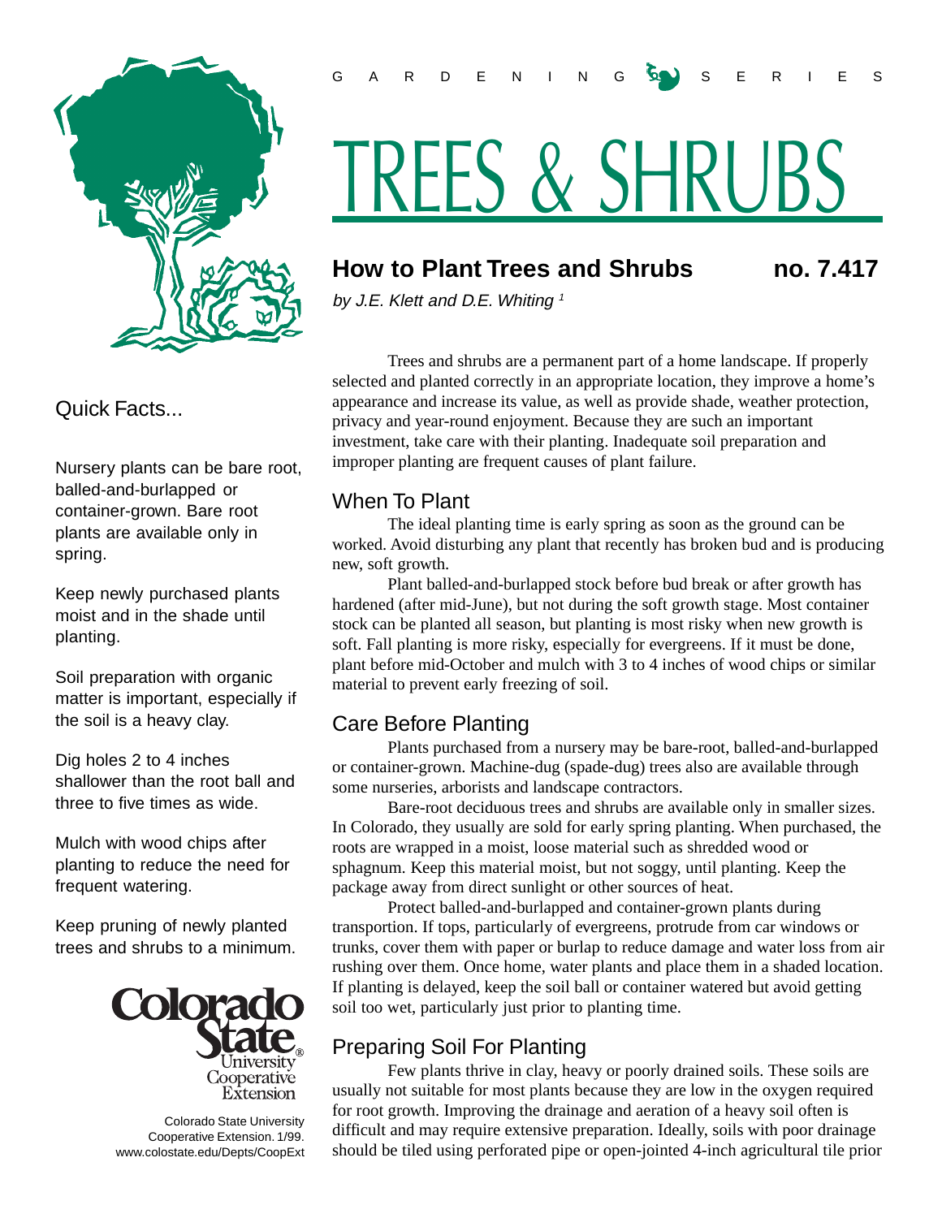GARDENING SERIES

# TREES & SHRUBS

## How to Plant Trees and Shrubs — no. 7.417

*by J.E. Klett and D.E. Whiting [1]*

### Quick Facts...

Nursery plants can be bare root, balled-and-burlapped or container-grown. Bare root plants are available only in spring.

Keep newly purchased plants moist and in the shade until planting.

Soil preparation with organic matter is important, especially if the soil is a heavy clay.

Dig holes 2 to 4 inches shallower than the root ball and three to five times as wide.

Mulch with wood chips after planting to reduce the need for frequent watering.

Keep pruning of newly planted trees and shrubs to a minimum.

Colorado State University Cooperative Extension

Colorado State University Cooperative Extension. 1/99.
www.colostate.edu/Depts/CoopExt

Trees and shrubs are a permanent part of a home landscape. If properly selected and planted correctly in an appropriate location, they improve a home's appearance and increase its value, as well as provide shade, weather protection, privacy and year-round enjoyment. Because they are such an important investment, take care with their planting. Inadequate soil preparation and improper planting are frequent causes of plant failure.

### When To Plant

The ideal planting time is early spring as soon as the ground can be worked. Avoid disturbing any plant that recently has broken bud and is producing new, soft growth.

Plant balled-and-burlapped stock before bud break or after growth has hardened (after mid-June), but not during the soft growth stage. Most container stock can be planted all season, but planting is most risky when new growth is soft. Fall planting is more risky, especially for evergreens. If it must be done, plant before mid-October and mulch with 3 to 4 inches of wood chips or similar material to prevent early freezing of soil.

### Care Before Planting

Plants purchased from a nursery may be bare-root, balled-and-burlapped or container-grown. Machine-dug (spade-dug) trees also are available through some nurseries, arborists and landscape contractors.

Bare-root deciduous trees and shrubs are available only in smaller sizes. In Colorado, they usually are sold for early spring planting. When purchased, the roots are wrapped in a moist, loose material such as shredded wood or sphagnum. Keep this material moist, but not soggy, until planting. Keep the package away from direct sunlight or other sources of heat.

Protect balled-and-burlapped and container-grown plants during transportion. If tops, particularly of evergreens, protrude from car windows or trunks, cover them with paper or burlap to reduce damage and water loss from air rushing over them. Once home, water plants and place them in a shaded location. If planting is delayed, keep the soil ball or container watered but avoid getting soil too wet, particularly just prior to planting time.

### Preparing Soil For Planting

Few plants thrive in clay, heavy or poorly drained soils. These soils are usually not suitable for most plants because they are low in the oxygen required for root growth. Improving the drainage and aeration of a heavy soil often is difficult and may require extensive preparation. Ideally, soils with poor drainage should be tiled using perforated pipe or open-jointed 4-inch agricultural tile prior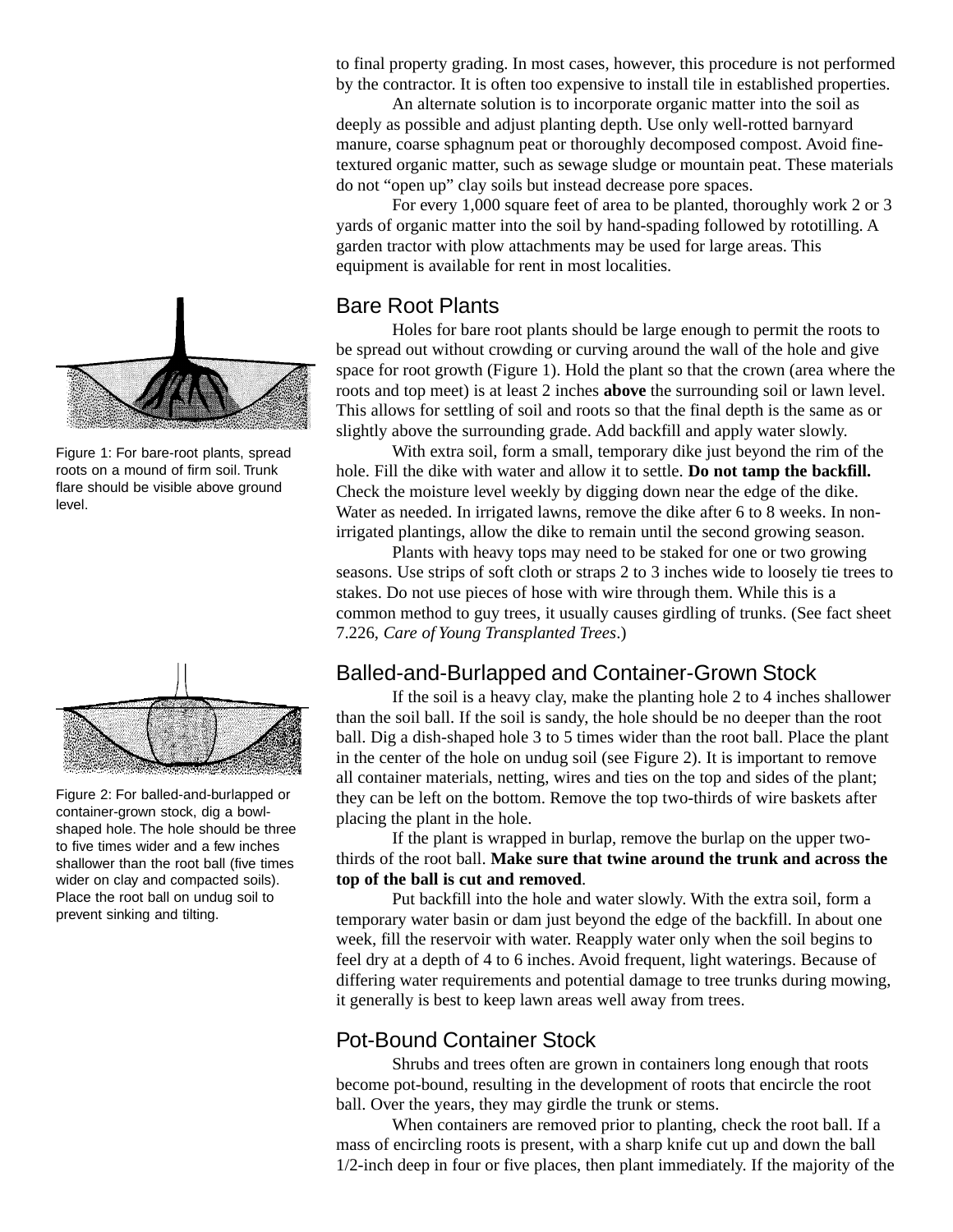to final property grading. In most cases, however, this procedure is not performed by the contractor. It is often too expensive to install tile in established properties.

An alternate solution is to incorporate organic matter into the soil as deeply as possible and adjust planting depth. Use only well-rotted barnyard manure, coarse sphagnum peat or thoroughly decomposed compost. Avoid fine-textured organic matter, such as sewage sludge or mountain peat. These materials do not "open up" clay soils but instead decrease pore spaces.

For every 1,000 square feet of area to be planted, thoroughly work 2 or 3 yards of organic matter into the soil by hand-spading followed by rototilling. A garden tractor with plow attachments may be used for large areas. This equipment is available for rent in most localities.

## Bare Root Plants

Holes for bare root plants should be large enough to permit the roots to be spread out without crowding or curving around the wall of the hole and give space for root growth (Figure 1). Hold the plant so that the crown (area where the roots and top meet) is at least 2 inches **above** the surrounding soil or lawn level. This allows for settling of soil and roots so that the final depth is the same as or slightly above the surrounding grade. Add backfill and apply water slowly.

Figure 1: For bare-root plants, spread roots on a mound of firm soil. Trunk flare should be visible above ground level.

With extra soil, form a small, temporary dike just beyond the rim of the hole. Fill the dike with water and allow it to settle. **Do not tamp the backfill.** Check the moisture level weekly by digging down near the edge of the dike. Water as needed. In irrigated lawns, remove the dike after 6 to 8 weeks. In non-irrigated plantings, allow the dike to remain until the second growing season.

Plants with heavy tops may need to be staked for one or two growing seasons. Use strips of soft cloth or straps 2 to 3 inches wide to loosely tie trees to stakes. Do not use pieces of hose with wire through them. While this is a common method to guy trees, it usually causes girdling of trunks. (See fact sheet 7.226, *Care of Young Transplanted Trees*.)

## Balled-and-Burlapped and Container-Grown Stock

If the soil is a heavy clay, make the planting hole 2 to 4 inches shallower than the soil ball. If the soil is sandy, the hole should be no deeper than the root ball. Dig a dish-shaped hole 3 to 5 times wider than the root ball. Place the plant in the center of the hole on undug soil (see Figure 2). It is important to remove all container materials, netting, wires and ties on the top and sides of the plant; they can be left on the bottom. Remove the top two-thirds of wire baskets after placing the plant in the hole.

Figure 2: For balled-and-burlapped or container-grown stock, dig a bowl-shaped hole. The hole should be three to five times wider and a few inches shallower than the root ball (five times wider on clay and compacted soils). Place the root ball on undug soil to prevent sinking and tilting.

If the plant is wrapped in burlap, remove the burlap on the upper two-thirds of the root ball. **Make sure that twine around the trunk and across the top of the ball is cut and removed**.

Put backfill into the hole and water slowly. With the extra soil, form a temporary water basin or dam just beyond the edge of the backfill. In about one week, fill the reservoir with water. Reapply water only when the soil begins to feel dry at a depth of 4 to 6 inches. Avoid frequent, light waterings. Because of differing water requirements and potential damage to tree trunks during mowing, it generally is best to keep lawn areas well away from trees.

## Pot-Bound Container Stock

Shrubs and trees often are grown in containers long enough that roots become pot-bound, resulting in the development of roots that encircle the root ball. Over the years, they may girdle the trunk or stems.

When containers are removed prior to planting, check the root ball. If a mass of encircling roots is present, with a sharp knife cut up and down the ball 1/2-inch deep in four or five places, then plant immediately. If the majority of the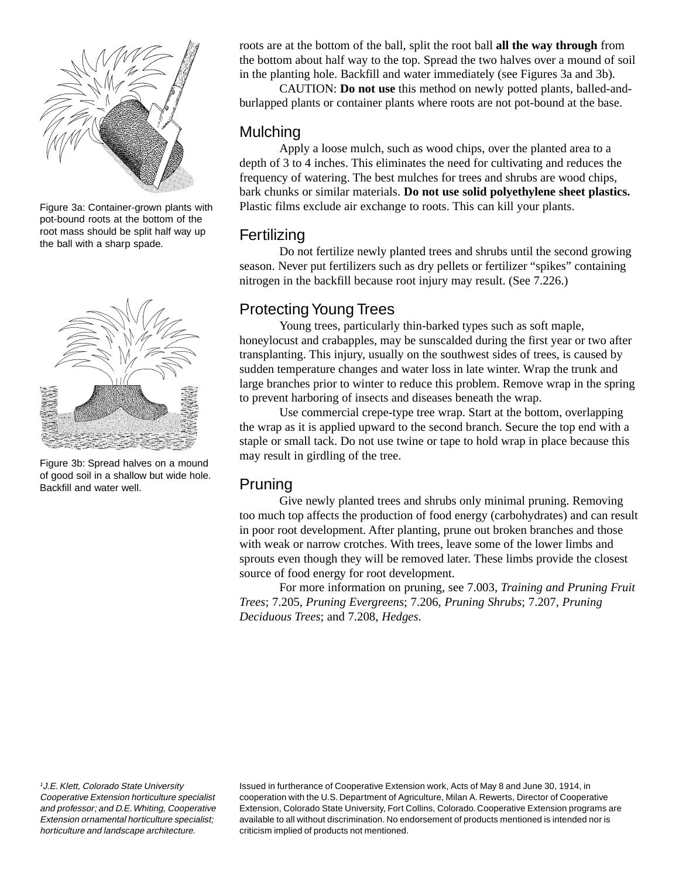roots are at the bottom of the ball, split the root ball **all the way through** from the bottom about half way to the top. Spread the two halves over a mound of soil in the planting hole. Backfill and water immediately (see Figures 3a and 3b).

CAUTION: **Do not use** this method on newly potted plants, balled-and-burlapped plants or container plants where roots are not pot-bound at the base.

Figure 3a: Container-grown plants with pot-bound roots at the bottom of the root mass should be split half way up the ball with a sharp spade.

Figure 3b: Spread halves on a mound of good soil in a shallow but wide hole. Backfill and water well.

## Mulching

Apply a loose mulch, such as wood chips, over the planted area to a depth of 3 to 4 inches. This eliminates the need for cultivating and reduces the frequency of watering. The best mulches for trees and shrubs are wood chips, bark chunks or similar materials. **Do not use solid polyethylene sheet plastics.** Plastic films exclude air exchange to roots. This can kill your plants.

## Fertilizing

Do not fertilize newly planted trees and shrubs until the second growing season. Never put fertilizers such as dry pellets or fertilizer "spikes" containing nitrogen in the backfill because root injury may result. (See 7.226.)

## Protecting Young Trees

Young trees, particularly thin-barked types such as soft maple, honeylocust and crabapples, may be sunscalded during the first year or two after transplanting. This injury, usually on the southwest sides of trees, is caused by sudden temperature changes and water loss in late winter. Wrap the trunk and large branches prior to winter to reduce this problem. Remove wrap in the spring to prevent harboring of insects and diseases beneath the wrap.

Use commercial crepe-type tree wrap. Start at the bottom, overlapping the wrap as it is applied upward to the second branch. Secure the top end with a staple or small tack. Do not use twine or tape to hold wrap in place because this may result in girdling of the tree.

## Pruning

Give newly planted trees and shrubs only minimal pruning. Removing too much top affects the production of food energy (carbohydrates) and can result in poor root development. After planting, prune out broken branches and those with weak or narrow crotches. With trees, leave some of the lower limbs and sprouts even though they will be removed later. These limbs provide the closest source of food energy for root development.

For more information on pruning, see 7.003, *Training and Pruning Fruit Trees*; 7.205, *Pruning Evergreens*; 7.206, *Pruning Shrubs*; 7.207, *Pruning Deciduous Trees*; and 7.208, *Hedges*.

*[1]J.E. Klett, Colorado State University Cooperative Extension horticulture specialist and professor; and D.E. Whiting, Cooperative Extension ornamental horticulture specialist; horticulture and landscape architecture.*

Issued in furtherance of Cooperative Extension work, Acts of May 8 and June 30, 1914, in cooperation with the U.S. Department of Agriculture, Milan A. Rewerts, Director of Cooperative Extension, Colorado State University, Fort Collins, Colorado. Cooperative Extension programs are available to all without discrimination. No endorsement of products mentioned is intended nor is criticism implied of products not mentioned.